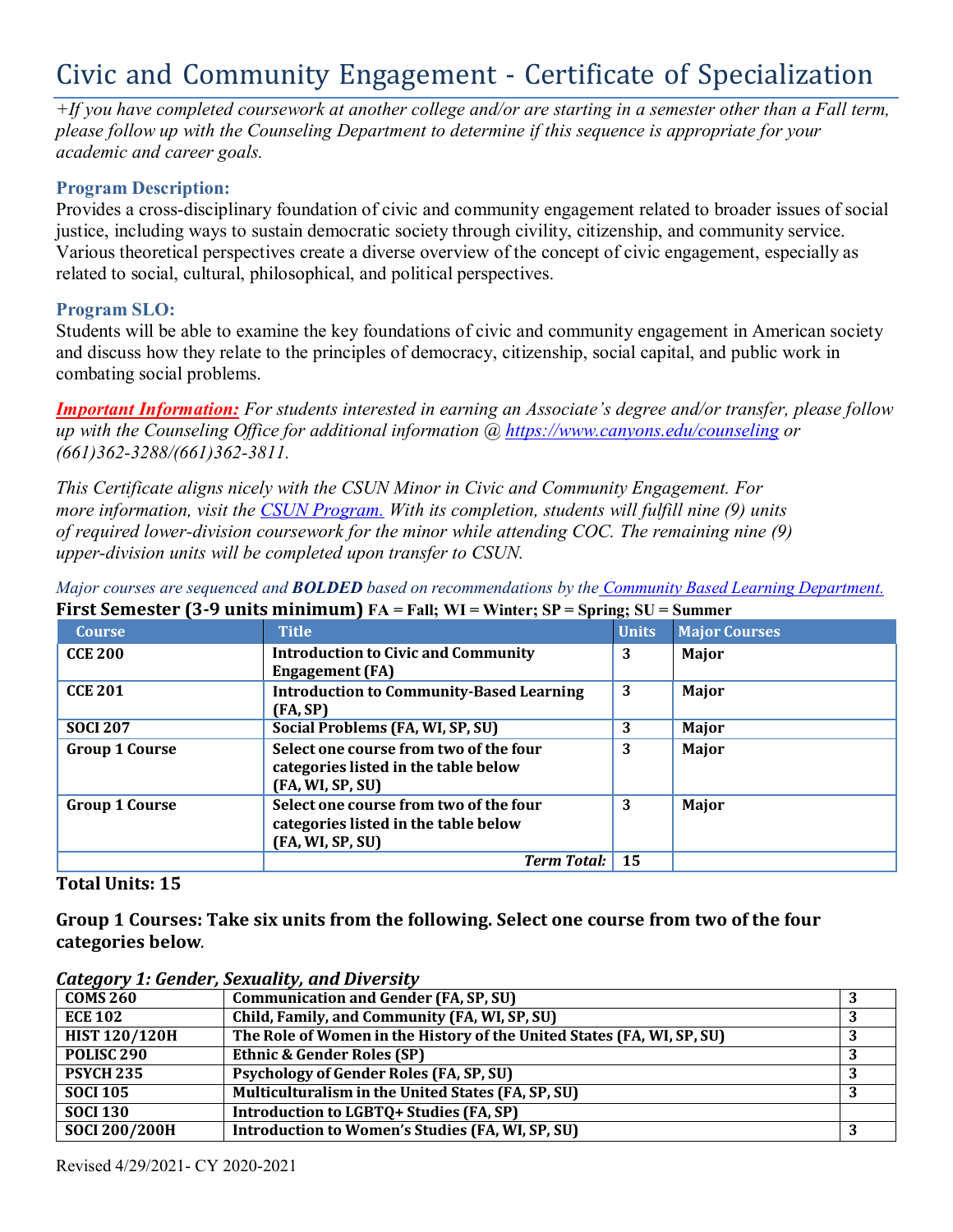# Civic and Community Engagement - Certificate of Specialization

*+If you have completed coursework at another college and/or are starting in a semester other than a Fall term, please follow up with the Counseling Department to determine if this sequence is appropriate for your academic and career goals.*

### Program Description:

Provides a cross-disciplinary foundation of civic and community engagement related to broader issues of social justice, including ways to sustain democratic society through civility, citizenship, and community service. Various theoretical perspectives create a diverse overview of the concept of civic engagement, especially as related to social, cultural, philosophical, and political perspectives.

### Program SLO:

Students will be able to examine the key foundations of civic and community engagement in American society and discuss how they relate to the principles of democracy, citizenship, social capital, and public work in combating social problems.

***Important Information:*** *For students interested in earning an Associate's degree and/or transfer, please follow up with the Counseling Office for additional information @ https://www.canyons.edu/counseling or (661)362-3288/(661)362-3811.*

*This Certificate aligns nicely with the CSUN Minor in Civic and Community Engagement. For more information, visit the CSUN Program. With its completion, students will fulfill nine (9) units of required lower-division coursework for the minor while attending COC. The remaining nine (9) upper-division units will be completed upon transfer to CSUN.*

*Major courses are sequenced and **BOLDED** based on recommendations by the Community Based Learning Department.*

**First Semester (3-9 units minimum)** FA = Fall; WI = Winter; SP = Spring; SU = Summer

| Course | Title | Units | Major Courses |
|---|---|---|---|
| **CCE 200** | **Introduction to Civic and Community Engagement (FA)** | **3** | **Major** |
| **CCE 201** | **Introduction to Community-Based Learning (FA, SP)** | **3** | **Major** |
| **SOCI 207** | **Social Problems (FA, WI, SP, SU)** | **3** | **Major** |
| **Group 1 Course** | **Select one course from two of the four categories listed in the table below (FA, WI, SP, SU)** | **3** | **Major** |
| **Group 1 Course** | **Select one course from two of the four categories listed in the table below (FA, WI, SP, SU)** | **3** | **Major** |
| | ***Term Total:*** | **15** | |

**Total Units: 15**

**Group 1 Courses: Take six units from the following. Select one course from two of the four categories below.**

***Category 1: Gender, Sexuality, and Diversity***

| Course | Title | Units |
|---|---|---|
| **COMS 260** | **Communication and Gender (FA, SP, SU)** | **3** |
| **ECE 102** | **Child, Family, and Community (FA, WI, SP, SU)** | **3** |
| **HIST 120/120H** | **The Role of Women in the History of the United States (FA, WI, SP, SU)** | **3** |
| **POLISC 290** | **Ethnic & Gender Roles (SP)** | **3** |
| **PSYCH 235** | **Psychology of Gender Roles (FA, SP, SU)** | **3** |
| **SOCI 105** | **Multiculturalism in the United States (FA, SP, SU)** | **3** |
| **SOCI 130** | **Introduction to LGBTQ+ Studies (FA, SP)** | |
| **SOCI 200/200H** | **Introduction to Women's Studies (FA, WI, SP, SU)** | **3** |

Revised 4/29/2021- CY 2020-2021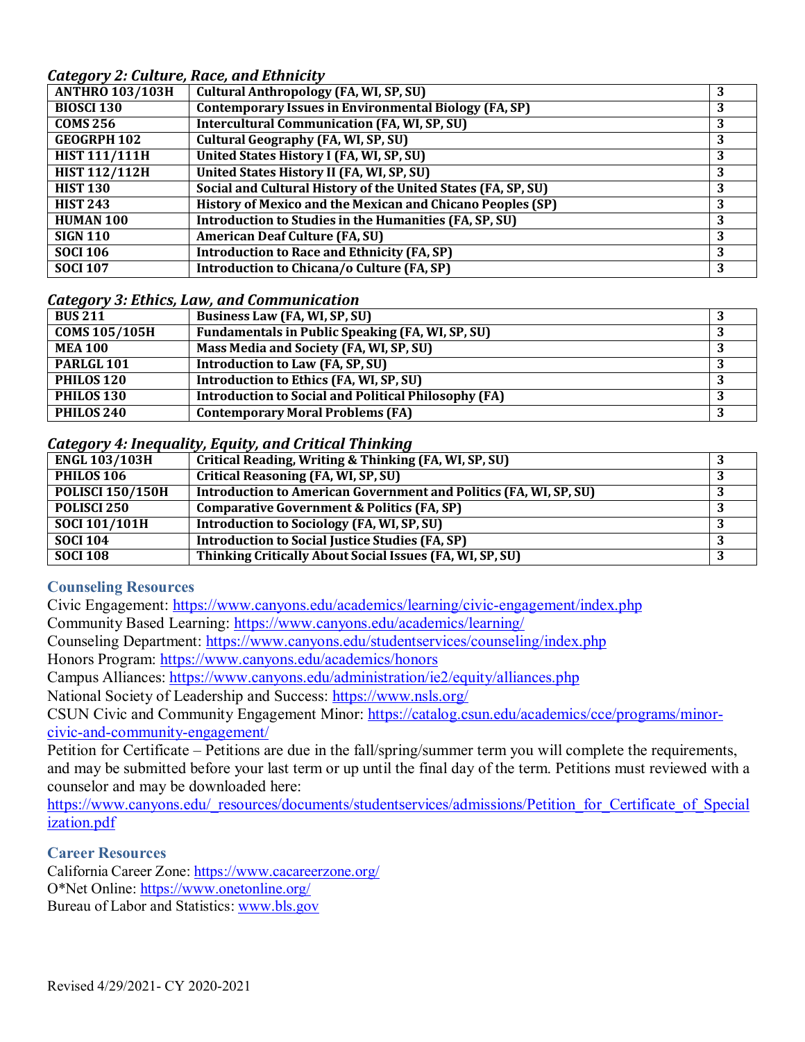### *Category 2: Culture, Race, and Ethnicity*

| | | |
|---|---|---|
| **ANTHRO 103/103H** | **Cultural Anthropology (FA, WI, SP, SU)** | **3** |
| **BIOSCI 130** | **Contemporary Issues in Environmental Biology (FA, SP)** | **3** |
| **COMS 256** | **Intercultural Communication (FA, WI, SP, SU)** | **3** |
| **GEOGRPH 102** | **Cultural Geography (FA, WI, SP, SU)** | **3** |
| **HIST 111/111H** | **United States History I (FA, WI, SP, SU)** | **3** |
| **HIST 112/112H** | **United States History II (FA, WI, SP, SU)** | **3** |
| **HIST 130** | **Social and Cultural History of the United States (FA, SP, SU)** | **3** |
| **HIST 243** | **History of Mexico and the Mexican and Chicano Peoples (SP)** | **3** |
| **HUMAN 100** | **Introduction to Studies in the Humanities (FA, SP, SU)** | **3** |
| **SIGN 110** | **American Deaf Culture (FA, SU)** | **3** |
| **SOCI 106** | **Introduction to Race and Ethnicity (FA, SP)** | **3** |
| **SOCI 107** | **Introduction to Chicana/o Culture (FA, SP)** | **3** |

### *Category 3: Ethics, Law, and Communication*

| | | |
|---|---|---|
| **BUS 211** | **Business Law (FA, WI, SP, SU)** | **3** |
| **COMS 105/105H** | **Fundamentals in Public Speaking (FA, WI, SP, SU)** | **3** |
| **MEA 100** | **Mass Media and Society (FA, WI, SP, SU)** | **3** |
| **PARLGL 101** | **Introduction to Law (FA, SP, SU)** | **3** |
| **PHILOS 120** | **Introduction to Ethics (FA, WI, SP, SU)** | **3** |
| **PHILOS 130** | **Introduction to Social and Political Philosophy (FA)** | **3** |
| **PHILOS 240** | **Contemporary Moral Problems (FA)** | **3** |

### *Category 4: Inequality, Equity, and Critical Thinking*

| | | |
|---|---|---|
| **ENGL 103/103H** | **Critical Reading, Writing & Thinking (FA, WI, SP, SU)** | **3** |
| **PHILOS 106** | **Critical Reasoning (FA, WI, SP, SU)** | **3** |
| **POLISCI 150/150H** | **Introduction to American Government and Politics (FA, WI, SP, SU)** | **3** |
| **POLISCI 250** | **Comparative Government & Politics (FA, SP)** | **3** |
| **SOCI 101/101H** | **Introduction to Sociology (FA, WI, SP, SU)** | **3** |
| **SOCI 104** | **Introduction to Social Justice Studies (FA, SP)** | **3** |
| **SOCI 108** | **Thinking Critically About Social Issues (FA, WI, SP, SU)** | **3** |

## Counseling Resources

Civic Engagement: https://www.canyons.edu/academics/learning/civic-engagement/index.php
Community Based Learning: https://www.canyons.edu/academics/learning/
Counseling Department: https://www.canyons.edu/studentservices/counseling/index.php
Honors Program: https://www.canyons.edu/academics/honors
Campus Alliances: https://www.canyons.edu/administration/ie2/equity/alliances.php
National Society of Leadership and Success: https://www.nsls.org/
CSUN Civic and Community Engagement Minor: https://catalog.csun.edu/academics/cce/programs/minor-civic-and-community-engagement/
Petition for Certificate – Petitions are due in the fall/spring/summer term you will complete the requirements, and may be submitted before your last term or up until the final day of the term. Petitions must reviewed with a counselor and may be downloaded here:
https://www.canyons.edu/_resources/documents/studentservices/admissions/Petition_for_Certificate_of_Specialization.pdf

## Career Resources

California Career Zone: https://www.cacareerzone.org/
O*Net Online: https://www.onetonline.org/
Bureau of Labor and Statistics: www.bls.gov

Revised 4/29/2021- CY 2020-2021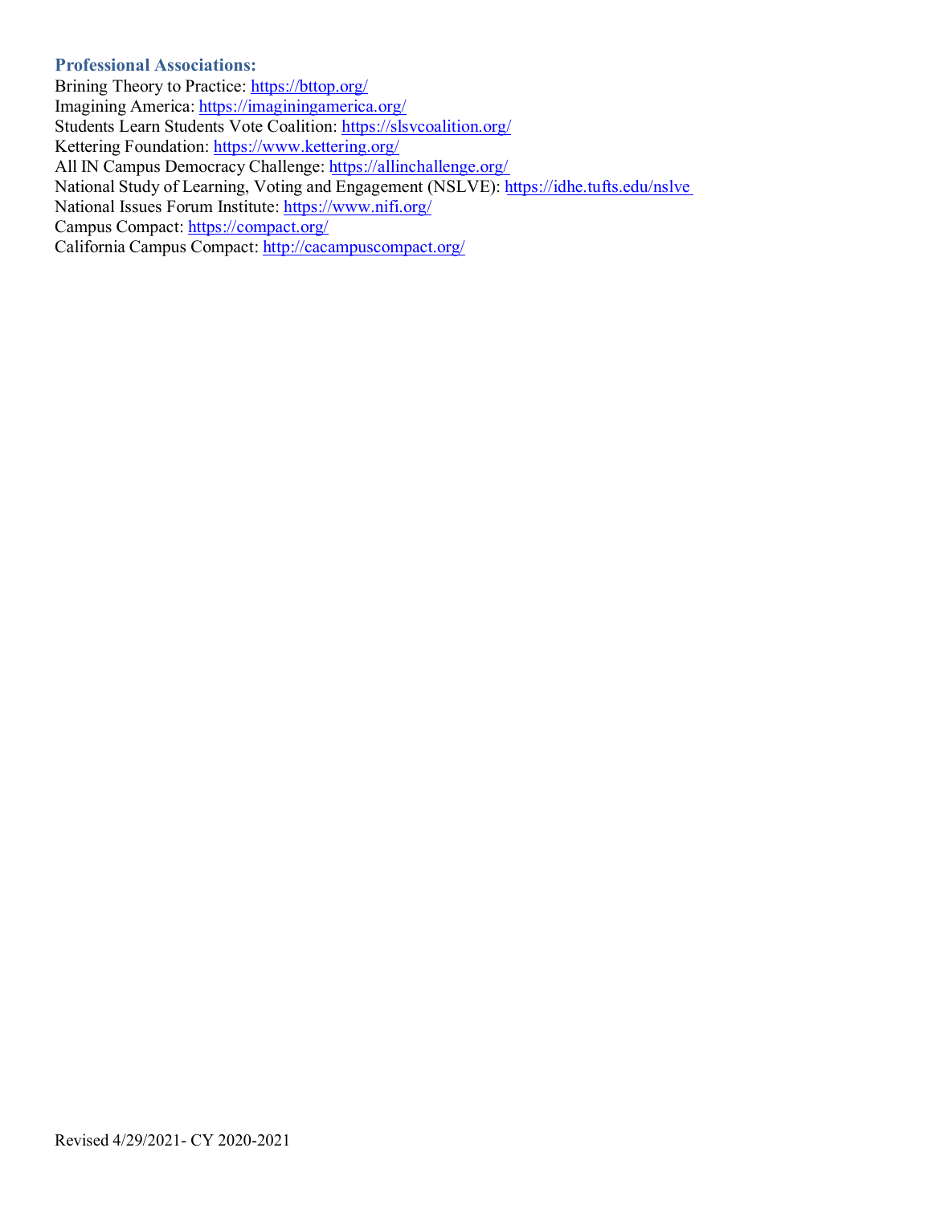### Professional Associations:

Brining Theory to Practice: https://bttop.org/
Imagining America: https://imaginingamerica.org/
Students Learn Students Vote Coalition: https://slsvcoalition.org/
Kettering Foundation: https://www.kettering.org/
All IN Campus Democracy Challenge: https://allinchallenge.org/
National Study of Learning, Voting and Engagement (NSLVE): https://idhe.tufts.edu/nslve
National Issues Forum Institute: https://www.nifi.org/
Campus Compact: https://compact.org/
California Campus Compact: http://cacampuscompact.org/

Revised 4/29/2021- CY 2020-2021